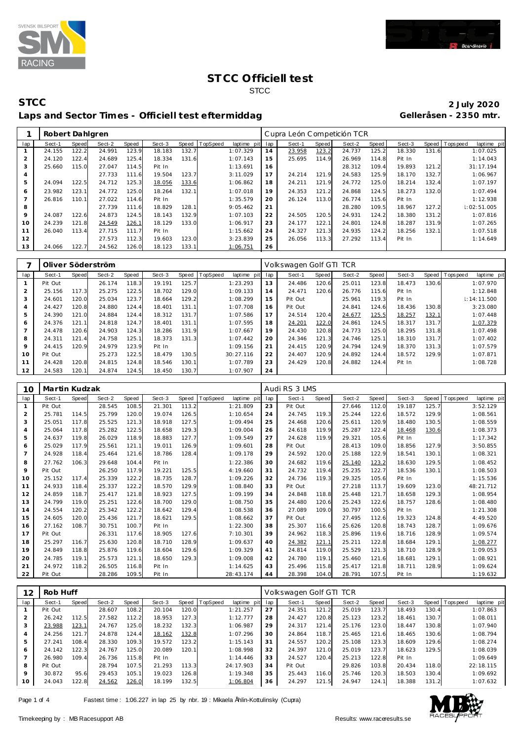# STCC Officiell test

STCC

## STCC

**2 July 2020**

### Laps and Sector Times - Officiell test eftermiddag

**Gelleråsen - 2350 mtr.**

| 1 | Robert Dahlgren | | | | | | | | Cupra León Competición TCR | | | | | | | | |
|---|---|---|---|---|---|---|---|---|---|---|---|---|---|---|---|---|---|
| lap | Sect-1 | Speed | Sect-2 | Speed | Sect-3 | Speed | TopSpeed | laptime pit | lap | Sect-1 | Speed | Sect-2 | Speed | Sect-3 | Speed | Topspeed | laptime pit |
| 1 | 24.155 | 122.2 | 24.991 | 123.9 | 18.183 | 132.7 | | 1:07.329 | 14 | 23.958 | 123.2 | 24.737 | 125.2 | 18.330 | 131.6 | | 1:07.025 |
| 2 | 24.120 | 122.4 | 24.689 | 125.4 | 18.334 | 131.6 | | 1:07.143 | 15 | 25.695 | 114.9 | 26.969 | 114.8 | Pit In | | | 1:14.043 |
| 3 | 25.660 | 115.0 | 27.047 | 114.5 | Pit In | | | 1:13.691 | 16 | | | 28.312 | 109.4 | 19.893 | 121.2 | | 31:17.194 |
| 4 | | | 27.733 | 111.6 | 19.504 | 123.7 | | 3:11.029 | 17 | 24.214 | 121.9 | 24.583 | 125.9 | 18.170 | 132.7 | | 1:06.967 |
| 5 | 24.094 | 122.5 | 24.712 | 125.3 | 18.056 | 133.6 | | 1:06.862 | 18 | 24.211 | 121.9 | 24.772 | 125.0 | 18.214 | 132.4 | | 1:07.197 |
| 6 | 23.982 | 123.1 | 24.772 | 125.0 | 18.264 | 132.1 | | 1:07.018 | 19 | 24.353 | 121.2 | 24.868 | 124.5 | 18.273 | 132.0 | | 1:07.494 |
| 7 | 26.816 | 110.1 | 27.022 | 114.6 | Pit In | | | 1:35.579 | 20 | 26.124 | 113.0 | 26.774 | 115.6 | Pit In | | | 1:12.938 |
| 8 | | | 27.739 | 111.6 | 18.829 | 128.1 | | 9:05.462 | 21 | | | 28.280 | 109.5 | 18.967 | 127.2 | | 1:02:51.005 |
| 9 | 24.087 | 122.6 | 24.873 | 124.5 | 18.143 | 132.9 | | 1:07.103 | 22 | 24.505 | 120.5 | 24.931 | 124.2 | 18.380 | 131.2 | | 1:07.816 |
| 10 | 24.239 | 121.8 | 24.549 | 126.1 | 18.129 | 133.0 | | 1:06.917 | 23 | 24.177 | 122.1 | 24.801 | 124.8 | 18.287 | 131.9 | | 1:07.265 |
| 11 | 26.040 | 113.4 | 27.715 | 111.7 | Pit In | | | 1:15.662 | 24 | 24.327 | 121.3 | 24.935 | 124.2 | 18.256 | 132.1 | | 1:07.518 |
| 12 | | | 27.573 | 112.3 | 19.603 | 123.0 | | 3:23.839 | 25 | 26.056 | 113.3 | 27.292 | 113.4 | Pit In | | | 1:14.649 |
| 13 | 24.066 | 122.7 | 24.562 | 126.0 | 18.123 | 133.1 | | 1:06.751 | 26 | | | | | | | | |

| 7 | Oliver Söderström | | | | | | | | Volkswagen Golf GTI TCR | | | | | | | | |
|---|---|---|---|---|---|---|---|---|---|---|---|---|---|---|---|---|---|
| lap | Sect-1 | Speed | Sect-2 | Speed | Sect-3 | Speed | TopSpeed | laptime pit | lap | Sect-1 | Speed | Sect-2 | Speed | Sect-3 | Speed | Topspeed | laptime pit |
| 1 | Pit Out | | 26.174 | 118.3 | 19.191 | 125.7 | | 1:23.293 | 13 | 24.486 | 120.6 | 25.011 | 123.8 | 18.473 | 130.6 | | 1:07.970 |
| 2 | 25.156 | 117.3 | 25.275 | 122.5 | 18.702 | 129.0 | | 1:09.133 | 14 | 24.471 | 120.6 | 26.776 | 115.6 | Pit In | | | 1:12.848 |
| 3 | 24.601 | 120.0 | 25.034 | 123.7 | 18.664 | 129.2 | | 1:08.299 | 15 | Pit Out | | 25.961 | 119.3 | Pit In | | | 1:14:11.500 |
| 4 | 24.427 | 120.8 | 24.880 | 124.4 | 18.401 | 131.1 | | 1:07.708 | 16 | Pit Out | | 24.841 | 124.6 | 18.436 | 130.8 | | 3:23.080 |
| 5 | 24.390 | 121.0 | 24.884 | 124.4 | 18.312 | 131.7 | | 1:07.586 | 17 | 24.514 | 120.4 | 24.677 | 125.5 | 18.257 | 132.1 | | 1:07.448 |
| 6 | 24.376 | 121.1 | 24.818 | 124.7 | 18.401 | 131.1 | | 1:07.595 | 18 | 24.201 | 122.0 | 24.861 | 124.5 | 18.317 | 131.7 | | 1:07.379 |
| 7 | 24.478 | 120.6 | 24.903 | 124.3 | 18.286 | 131.9 | | 1:07.667 | 19 | 24.430 | 120.8 | 24.773 | 125.0 | 18.295 | 131.8 | | 1:07.498 |
| 8 | 24.311 | 121.4 | 24.758 | 125.1 | 18.373 | 131.3 | | 1:07.442 | 20 | 24.346 | 121.3 | 24.746 | 125.1 | 18.310 | 131.7 | | 1:07.402 |
| 9 | 24.415 | 120.9 | 24.979 | 123.9 | Pit In | | | 1:09.156 | 21 | 24.415 | 120.9 | 24.794 | 124.9 | 18.370 | 131.3 | | 1:07.579 |
| 10 | Pit Out | | 25.273 | 122.5 | 18.479 | 130.5 | | 30:27.116 | 22 | 24.407 | 120.9 | 24.892 | 124.4 | 18.572 | 129.9 | | 1:07.871 |
| 11 | 24.428 | 120.8 | 24.815 | 124.8 | 18.546 | 130.1 | | 1:07.789 | 23 | 24.429 | 120.8 | 24.882 | 124.4 | Pit In | | | 1:08.728 |
| 12 | 24.583 | 120.1 | 24.874 | 124.5 | 18.450 | 130.7 | | 1:07.907 | 24 | | | | | | | | |

| 10 | Martin Kudzak | | | | | | | | Audi RS 3 LMS | | | | | | | | |
|---|---|---|---|---|---|---|---|---|---|---|---|---|---|---|---|---|---|
| lap | Sect-1 | Speed | Sect-2 | Speed | Sect-3 | Speed | TopSpeed | laptime pit | lap | Sect-1 | Speed | Sect-2 | Speed | Sect-3 | Speed | Topspeed | laptime pit |
| 1 | Pit Out | | 28.545 | 108.5 | 21.301 | 113.2 | | 1:21.809 | 23 | Pit Out | | 27.646 | 112.0 | 19.187 | 125.7 | | 3:52.129 |
| 2 | 25.781 | 114.5 | 25.799 | 120.0 | 19.074 | 126.5 | | 1:10.654 | 24 | 24.745 | 119.3 | 25.244 | 122.6 | 18.572 | 129.9 | | 1:08.561 |
| 3 | 25.051 | 117.8 | 25.525 | 121.3 | 18.918 | 127.5 | | 1:09.494 | 25 | 24.468 | 120.6 | 25.611 | 120.9 | 18.480 | 130.5 | | 1:08.559 |
| 4 | 25.064 | 117.8 | 25.282 | 122.5 | 18.658 | 129.3 | | 1:09.004 | 26 | 24.618 | 119.9 | 25.287 | 122.4 | 18.468 | 130.6 | | 1:08.373 |
| 5 | 24.637 | 119.8 | 26.029 | 118.9 | 18.883 | 127.7 | | 1:09.549 | 27 | 24.628 | 119.9 | 29.321 | 105.6 | Pit In | | | 1:17.342 |
| 6 | 25.029 | 117.9 | 25.561 | 121.1 | 19.011 | 126.9 | | 1:09.601 | 28 | Pit Out | | 28.413 | 109.0 | 18.856 | 127.9 | | 3:50.855 |
| 7 | 24.928 | 118.4 | 25.464 | 121.6 | 18.786 | 128.4 | | 1:09.178 | 29 | 24.592 | 120.0 | 25.188 | 122.9 | 18.541 | 130.1 | | 1:08.321 |
| 8 | 27.762 | 106.3 | 29.648 | 104.4 | Pit In | | | 1:22.386 | 30 | 24.682 | 119.6 | 25.140 | 123.2 | 18.630 | 129.5 | | 1:08.452 |
| 9 | Pit Out | | 26.250 | 117.9 | 19.221 | 125.5 | | 4:19.660 | 31 | 24.732 | 119.4 | 25.235 | 122.7 | 18.536 | 130.1 | | 1:08.503 |
| 10 | 25.152 | 117.4 | 25.339 | 122.2 | 18.735 | 128.7 | | 1:09.226 | 32 | 24.736 | 119.3 | 29.325 | 105.6 | Pit In | | | 1:15.536 |
| 11 | 24.933 | 118.4 | 25.337 | 122.2 | 18.570 | 129.9 | | 1:08.840 | 33 | Pit Out | | 27.218 | 113.7 | 19.609 | 123.0 | | 48:21.712 |
| 12 | 24.859 | 118.7 | 25.417 | 121.8 | 18.923 | 127.5 | | 1:09.199 | 34 | 24.848 | 118.8 | 25.448 | 121.7 | 18.658 | 129.3 | | 1:08.954 |
| 13 | 24.799 | 119.0 | 25.251 | 122.6 | 18.700 | 129.0 | | 1:08.750 | 35 | 24.480 | 120.6 | 25.243 | 122.6 | 18.757 | 128.6 | | 1:08.480 |
| 14 | 24.554 | 120.2 | 25.342 | 122.2 | 18.642 | 129.4 | | 1:08.538 | 36 | 27.089 | 109.0 | 30.797 | 100.5 | Pit In | | | 1:21.308 |
| 15 | 24.605 | 120.0 | 25.436 | 121.7 | 18.621 | 129.5 | | 1:08.662 | 37 | Pit Out | | 27.495 | 112.6 | 19.323 | 124.8 | | 4:49.520 |
| 16 | 27.162 | 108.7 | 30.751 | 100.7 | Pit In | | | 1:22.300 | 38 | 25.307 | 116.6 | 25.626 | 120.8 | 18.743 | 128.7 | | 1:09.676 |
| 17 | Pit Out | | 26.331 | 117.6 | 18.905 | 127.6 | | 7:10.301 | 39 | 24.962 | 118.3 | 25.896 | 119.6 | 18.716 | 128.9 | | 1:09.574 |
| 18 | 25.297 | 116.7 | 25.630 | 120.8 | 18.710 | 128.9 | | 1:09.637 | 40 | 24.382 | 121.1 | 25.211 | 122.8 | 18.684 | 129.1 | | 1:08.277 |
| 19 | 24.849 | 118.8 | 25.876 | 119.6 | 18.604 | 129.6 | | 1:09.329 | 41 | 24.814 | 119.0 | 25.529 | 121.3 | 18.710 | 128.9 | | 1:09.053 |
| 20 | 24.785 | 119.1 | 25.573 | 121.1 | 18.650 | 129.3 | | 1:09.008 | 42 | 24.780 | 119.1 | 25.460 | 121.6 | 18.681 | 129.1 | | 1:08.921 |
| 21 | 24.972 | 118.2 | 26.505 | 116.8 | Pit In | | | 1:14.625 | 43 | 25.496 | 115.8 | 25.417 | 121.8 | 18.711 | 128.9 | | 1:09.624 |
| 22 | Pit Out | | 28.286 | 109.5 | Pit In | | | 28:43.174 | 44 | 28.398 | 104.0 | 28.791 | 107.5 | Pit In | | | 1:19.632 |

| 12 | Rob Huff | | | | | | | | Volkswagen Golf GTI TCR | | | | | | | | |
|---|---|---|---|---|---|---|---|---|---|---|---|---|---|---|---|---|---|
| lap | Sect-1 | Speed | Sect-2 | Speed | Sect-3 | Speed | TopSpeed | laptime pit | lap | Sect-1 | Speed | Sect-2 | Speed | Sect-3 | Speed | Topspeed | laptime pit |
| 1 | Pit Out | | 28.607 | 108.2 | 20.104 | 120.0 | | 1:21.257 | 27 | 24.351 | 121.2 | 25.019 | 123.7 | 18.493 | 130.4 | | 1:07.863 |
| 2 | 26.242 | 112.5 | 27.582 | 112.2 | 18.953 | 127.3 | | 1:12.777 | 28 | 24.427 | 120.8 | 25.123 | 123.2 | 18.461 | 130.7 | | 1:08.011 |
| 3 | 23.988 | 123.1 | 24.767 | 125.0 | 18.232 | 132.3 | | 1:06.987 | 29 | 24.317 | 121.4 | 25.176 | 123.0 | 18.447 | 130.8 | | 1:07.940 |
| 4 | 24.256 | 121.7 | 24.878 | 124.4 | 18.162 | 132.8 | | 1:07.296 | 30 | 24.864 | 118.7 | 25.465 | 121.6 | 18.465 | 130.6 | | 1:08.794 |
| 5 | 27.241 | 108.4 | 28.330 | 109.3 | 19.572 | 123.2 | | 1:15.143 | 31 | 24.557 | 120.2 | 25.108 | 123.3 | 18.609 | 129.6 | | 1:08.274 |
| 6 | 24.142 | 122.3 | 24.767 | 125.0 | 20.089 | 120.1 | | 1:08.998 | 32 | 24.397 | 121.0 | 25.019 | 123.7 | 18.623 | 129.5 | | 1:08.039 |
| 7 | 26.980 | 109.4 | 26.736 | 115.8 | Pit In | | | 1:14.446 | 33 | 24.527 | 120.4 | 25.213 | 122.8 | Pit In | | | 1:09.649 |
| 8 | Pit Out | | 28.794 | 107.5 | 21.293 | 113.3 | | 24:17.903 | 34 | Pit Out | | 29.826 | 103.8 | 20.434 | 118.0 | | 22:18.115 |
| 9 | 30.872 | 95.6 | 29.453 | 105.1 | 19.023 | 126.8 | | 1:19.348 | 35 | 25.443 | 116.0 | 25.746 | 120.3 | 18.503 | 130.4 | | 1:09.692 |
| 10 | 24.043 | 122.8 | 24.562 | 126.0 | 18.199 | 132.5 | | 1:06.804 | 36 | 24.297 | 121.5 | 24.947 | 124.1 | 18.388 | 131.2 | | 1:07.632 |

Fastest time : 1:06.227 in lap 25 by nbr. 19 : Mikaela Åhlin-Kottulinsky (Cupra)

Timekeeping by : MB Racesupport AB

Results: www.raceresults.se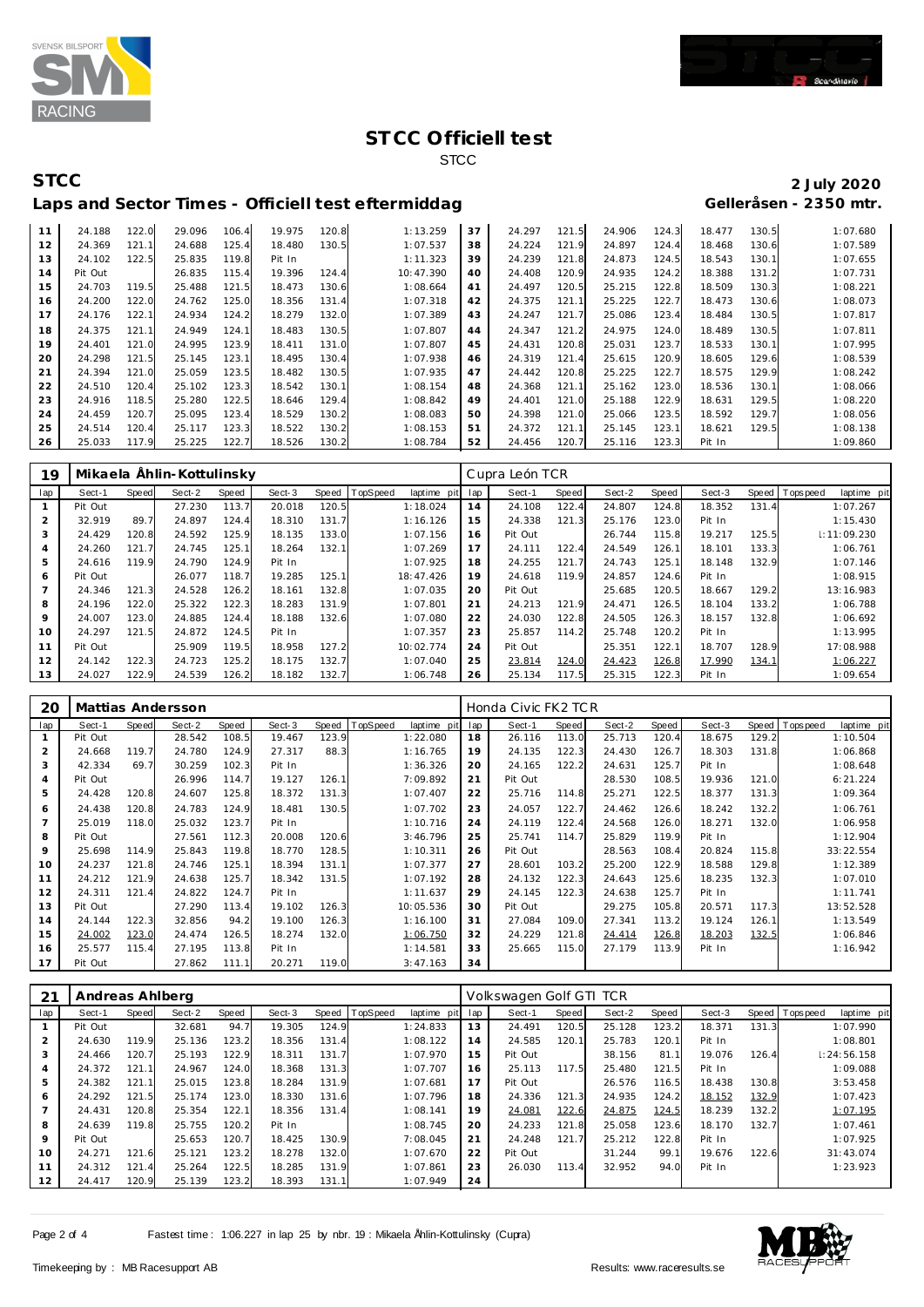# STCC Officiell test

STCC

## STCC

**2 July 2020**

### Laps and Sector Times - Officiell test eftermiddag

**Gelleråsen - 2350 mtr.**

| lap | Sect-1 | Speed | Sect-2 | Speed | Sect-3 | Speed | TopSpeed | laptime pit | lap | Sect-1 | Speed | Sect-2 | Speed | Sect-3 | Speed | Topspeed | laptime pit |
|---|---|---|---|---|---|---|---|---|---|---|---|---|---|---|---|---|---|
| 11 | 24.188 | 122.0 | 29.096 | 106.4 | 19.975 | 120.8 | | 1:13.259 | 37 | 24.297 | 121.5 | 24.906 | 124.3 | 18.477 | 130.5 | | 1:07.680 |
| 12 | 24.369 | 121.1 | 24.688 | 125.4 | 18.480 | 130.5 | | 1:07.537 | 38 | 24.224 | 121.9 | 24.897 | 124.4 | 18.468 | 130.6 | | 1:07.589 |
| 13 | 24.102 | 122.5 | 25.835 | 119.8 | Pit In | | | 1:11.323 | 39 | 24.239 | 121.8 | 24.873 | 124.5 | 18.543 | 130.1 | | 1:07.655 |
| 14 | Pit Out | | 26.835 | 115.4 | 19.396 | 124.4 | | 10:47.390 | 40 | 24.408 | 120.9 | 24.935 | 124.2 | 18.388 | 131.2 | | 1:07.731 |
| 15 | 24.703 | 119.5 | 25.488 | 121.5 | 18.473 | 130.6 | | 1:08.664 | 41 | 24.497 | 120.5 | 25.215 | 122.8 | 18.509 | 130.3 | | 1:08.221 |
| 16 | 24.200 | 122.0 | 24.762 | 125.0 | 18.356 | 131.4 | | 1:07.318 | 42 | 24.375 | 121.1 | 25.225 | 122.7 | 18.473 | 130.6 | | 1:08.073 |
| 17 | 24.176 | 122.1 | 24.934 | 124.2 | 18.279 | 132.0 | | 1:07.389 | 43 | 24.247 | 121.7 | 25.086 | 123.4 | 18.484 | 130.5 | | 1:07.817 |
| 18 | 24.375 | 121.1 | 24.949 | 124.1 | 18.483 | 130.5 | | 1:07.807 | 44 | 24.347 | 121.2 | 24.975 | 124.0 | 18.489 | 130.5 | | 1:07.811 |
| 19 | 24.401 | 121.0 | 24.995 | 123.9 | 18.411 | 131.0 | | 1:07.807 | 45 | 24.431 | 120.8 | 25.031 | 123.7 | 18.533 | 130.1 | | 1:07.995 |
| 20 | 24.298 | 121.5 | 25.145 | 123.1 | 18.495 | 130.4 | | 1:07.938 | 46 | 24.319 | 121.4 | 25.615 | 120.9 | 18.605 | 129.6 | | 1:08.539 |
| 21 | 24.394 | 121.0 | 25.059 | 123.5 | 18.482 | 130.5 | | 1:07.935 | 47 | 24.442 | 120.8 | 25.225 | 122.7 | 18.575 | 129.9 | | 1:08.242 |
| 22 | 24.510 | 120.4 | 25.102 | 123.3 | 18.542 | 130.1 | | 1:08.154 | 48 | 24.368 | 121.1 | 25.162 | 123.0 | 18.536 | 130.1 | | 1:08.066 |
| 23 | 24.916 | 118.5 | 25.280 | 122.5 | 18.646 | 129.4 | | 1:08.842 | 49 | 24.401 | 121.0 | 25.188 | 122.9 | 18.631 | 129.5 | | 1:08.220 |
| 24 | 24.459 | 120.7 | 25.095 | 123.4 | 18.529 | 130.2 | | 1:08.083 | 50 | 24.398 | 121.0 | 25.066 | 123.5 | 18.592 | 129.7 | | 1:08.056 |
| 25 | 24.514 | 120.4 | 25.117 | 123.3 | 18.522 | 130.2 | | 1:08.153 | 51 | 24.372 | 121.1 | 25.145 | 123.1 | 18.621 | 129.5 | | 1:08.138 |
| 26 | 25.033 | 117.9 | 25.225 | 122.7 | 18.526 | 130.2 | | 1:08.784 | 52 | 24.456 | 120.7 | 25.116 | 123.3 | Pit In | | | 1:09.860 |

**19 — Mikaela Åhlin-Kottulinsky — Cupra León TCR**

| lap | Sect-1 | Speed | Sect-2 | Speed | Sect-3 | Speed | TopSpeed | laptime pit | lap | Sect-1 | Speed | Sect-2 | Speed | Sect-3 | Speed | Topspeed | laptime pit |
|---|---|---|---|---|---|---|---|---|---|---|---|---|---|---|---|---|---|
| 1 | Pit Out | | 27.230 | 113.7 | 20.018 | 120.5 | | 1:18.024 | 14 | 24.108 | 122.4 | 24.807 | 124.8 | 18.352 | 131.4 | | 1:07.267 |
| 2 | 32.919 | 89.7 | 24.897 | 124.4 | 18.310 | 131.7 | | 1:16.126 | 15 | 24.338 | 121.3 | 25.176 | 123.0 | Pit In | | | 1:15.430 |
| 3 | 24.429 | 120.8 | 24.592 | 125.9 | 18.135 | 133.0 | | 1:07.156 | 16 | Pit Out | | 26.744 | 115.8 | 19.217 | 125.5 | | 1:11:09.230 |
| 4 | 24.260 | 121.7 | 24.745 | 125.1 | 18.264 | 132.1 | | 1:07.269 | 17 | 24.111 | 122.4 | 24.549 | 126.1 | 18.101 | 133.3 | | 1:06.761 |
| 5 | 24.616 | 119.9 | 24.790 | 124.9 | Pit In | | | 1:07.925 | 18 | 24.255 | 121.7 | 24.743 | 125.1 | 18.148 | 132.9 | | 1:07.146 |
| 6 | Pit Out | | 26.077 | 118.7 | 19.285 | 125.1 | | 18:47.426 | 19 | 24.618 | 119.9 | 24.857 | 124.6 | Pit In | | | 1:08.915 |
| 7 | 24.346 | 121.3 | 24.528 | 126.2 | 18.161 | 132.8 | | 1:07.035 | 20 | Pit Out | | 25.685 | 120.5 | 18.667 | 129.2 | | 13:16.983 |
| 8 | 24.196 | 122.0 | 25.322 | 122.3 | 18.283 | 131.9 | | 1:07.801 | 21 | 24.213 | 121.9 | 24.471 | 126.5 | 18.104 | 133.2 | | 1:06.788 |
| 9 | 24.007 | 123.0 | 24.885 | 124.4 | 18.188 | 132.6 | | 1:07.080 | 22 | 24.030 | 122.8 | 24.505 | 126.3 | 18.157 | 132.8 | | 1:06.692 |
| 10 | 24.297 | 121.5 | 24.872 | 124.5 | Pit In | | | 1:07.357 | 23 | 25.857 | 114.2 | 25.748 | 120.2 | Pit In | | | 1:13.995 |
| 11 | Pit Out | | 25.909 | 119.5 | 18.958 | 127.2 | | 10:02.774 | 24 | Pit Out | | 25.351 | 122.1 | 18.707 | 128.9 | | 17:08.988 |
| 12 | 24.142 | 122.3 | 24.723 | 125.2 | 18.175 | 132.7 | | 1:07.040 | 25 | 23.814 | 124.0 | 24.423 | 126.8 | 17.990 | 134.1 | | 1:06.227 |
| 13 | 24.027 | 122.9 | 24.539 | 126.2 | 18.182 | 132.7 | | 1:06.748 | 26 | 25.134 | 117.5 | 25.315 | 122.3 | Pit In | | | 1:09.654 |

**20 — Mattias Andersson — Honda Civic FK2 TCR**

| lap | Sect-1 | Speed | Sect-2 | Speed | Sect-3 | Speed | TopSpeed | laptime pit | lap | Sect-1 | Speed | Sect-2 | Speed | Sect-3 | Speed | Topspeed | laptime pit |
|---|---|---|---|---|---|---|---|---|---|---|---|---|---|---|---|---|---|
| 1 | Pit Out | | 28.542 | 108.5 | 19.467 | 123.9 | | 1:22.080 | 18 | 26.116 | 113.0 | 25.713 | 120.4 | 18.675 | 129.2 | | 1:10.504 |
| 2 | 24.668 | 119.7 | 24.780 | 124.9 | 27.317 | 88.3 | | 1:16.765 | 19 | 24.135 | 122.3 | 24.430 | 126.7 | 18.303 | 131.8 | | 1:06.868 |
| 3 | 42.334 | 69.7 | 30.259 | 102.3 | Pit In | | | 1:36.326 | 20 | 24.165 | 122.2 | 24.631 | 125.7 | Pit In | | | 1:08.648 |
| 4 | Pit Out | | 26.996 | 114.7 | 19.127 | 126.1 | | 7:09.892 | 21 | Pit Out | | 28.530 | 108.5 | 19.936 | 121.0 | | 6:21.224 |
| 5 | 24.428 | 120.8 | 24.607 | 125.8 | 18.372 | 131.3 | | 1:07.407 | 22 | 25.716 | 114.8 | 25.271 | 122.5 | 18.377 | 131.3 | | 1:09.364 |
| 6 | 24.438 | 120.8 | 24.783 | 124.9 | 18.481 | 130.5 | | 1:07.702 | 23 | 24.057 | 122.7 | 24.462 | 126.6 | 18.242 | 132.2 | | 1:06.761 |
| 7 | 25.019 | 118.0 | 25.032 | 123.7 | Pit In | | | 1:10.716 | 24 | 24.119 | 122.4 | 24.568 | 126.0 | 18.271 | 132.0 | | 1:06.958 |
| 8 | Pit Out | | 27.561 | 112.3 | 20.008 | 120.6 | | 3:46.796 | 25 | 25.741 | 114.7 | 25.829 | 119.9 | Pit In | | | 1:12.904 |
| 9 | 25.698 | 114.9 | 25.843 | 119.8 | 18.770 | 128.5 | | 1:10.311 | 26 | Pit Out | | 28.563 | 108.4 | 20.824 | 115.8 | | 33:22.554 |
| 10 | 24.237 | 121.8 | 24.746 | 125.1 | 18.394 | 131.1 | | 1:07.377 | 27 | 28.601 | 103.2 | 25.200 | 122.9 | 18.588 | 129.8 | | 1:12.389 |
| 11 | 24.212 | 121.9 | 24.638 | 125.7 | 18.342 | 131.5 | | 1:07.192 | 28 | 24.132 | 122.3 | 24.643 | 125.6 | 18.235 | 132.3 | | 1:07.010 |
| 12 | 24.311 | 121.4 | 24.822 | 124.7 | Pit In | | | 1:11.637 | 29 | 24.145 | 122.3 | 24.638 | 125.7 | Pit In | | | 1:11.741 |
| 13 | Pit Out | | 27.290 | 113.4 | 19.102 | 126.3 | | 10:05.536 | 30 | Pit Out | | 29.275 | 105.8 | 20.571 | 117.3 | | 13:52.528 |
| 14 | 24.144 | 122.3 | 32.856 | 94.2 | 19.100 | 126.3 | | 1:16.100 | 31 | 27.084 | 109.0 | 27.341 | 113.2 | 19.124 | 126.1 | | 1:13.549 |
| 15 | 24.002 | 123.0 | 24.474 | 126.5 | 18.274 | 132.0 | | 1:06.750 | 32 | 24.229 | 121.8 | 24.414 | 126.8 | 18.203 | 132.5 | | 1:06.846 |
| 16 | 25.577 | 115.4 | 27.195 | 113.8 | Pit In | | | 1:14.581 | 33 | 25.665 | 115.0 | 27.179 | 113.9 | Pit In | | | 1:16.942 |
| 17 | Pit Out | | 27.862 | 111.1 | 20.271 | 119.0 | | 3:47.163 | 34 | | | | | | | | |

**21 — Andreas Ahlberg — Volkswagen Golf GTI TCR**

| lap | Sect-1 | Speed | Sect-2 | Speed | Sect-3 | Speed | TopSpeed | laptime pit | lap | Sect-1 | Speed | Sect-2 | Speed | Sect-3 | Speed | Topspeed | laptime pit |
|---|---|---|---|---|---|---|---|---|---|---|---|---|---|---|---|---|---|
| 1 | Pit Out | | 32.681 | 94.7 | 19.305 | 124.9 | | 1:24.833 | 13 | 24.491 | 120.5 | 25.128 | 123.2 | 18.371 | 131.3 | | 1:07.990 |
| 2 | 24.630 | 119.9 | 25.136 | 123.2 | 18.356 | 131.4 | | 1:08.122 | 14 | 24.585 | 120.1 | 25.783 | 120.1 | Pit In | | | 1:08.801 |
| 3 | 24.466 | 120.7 | 25.193 | 122.9 | 18.311 | 131.7 | | 1:07.970 | 15 | Pit Out | | 38.156 | 81.1 | 19.076 | 126.4 | | 1:24:56.158 |
| 4 | 24.372 | 121.1 | 24.967 | 124.0 | 18.368 | 131.3 | | 1:07.707 | 16 | 25.113 | 117.5 | 25.480 | 121.5 | Pit In | | | 1:09.088 |
| 5 | 24.382 | 121.1 | 25.015 | 123.8 | 18.284 | 131.9 | | 1:07.681 | 17 | Pit Out | | 26.576 | 116.5 | 18.438 | 130.8 | | 3:53.458 |
| 6 | 24.292 | 121.5 | 25.174 | 123.0 | 18.330 | 131.6 | | 1:07.796 | 18 | 24.336 | 121.3 | 24.935 | 124.2 | 18.152 | 132.9 | | 1:07.423 |
| 7 | 24.431 | 120.8 | 25.354 | 122.1 | 18.356 | 131.4 | | 1:08.141 | 19 | 24.081 | 122.6 | 24.875 | 124.5 | 18.239 | 132.2 | | 1:07.195 |
| 8 | 24.639 | 119.8 | 25.755 | 120.2 | Pit In | | | 1:08.745 | 20 | 24.233 | 121.8 | 25.058 | 123.6 | 18.170 | 132.7 | | 1:07.461 |
| 9 | Pit Out | | 25.653 | 120.7 | 18.425 | 130.9 | | 7:08.045 | 21 | 24.248 | 121.7 | 25.212 | 122.8 | Pit In | | | 1:07.925 |
| 10 | 24.271 | 121.6 | 25.121 | 123.2 | 18.278 | 132.0 | | 1:07.670 | 22 | Pit Out | | 31.244 | 99.1 | 19.676 | 122.6 | | 31:43.074 |
| 11 | 24.312 | 121.4 | 25.264 | 122.5 | 18.285 | 131.9 | | 1:07.861 | 23 | 26.030 | 113.4 | 32.952 | 94.0 | Pit In | | | 1:23.923 |
| 12 | 24.417 | 120.9 | 25.139 | 123.2 | 18.393 | 131.1 | | 1:07.949 | 24 | | | | | | | | |

Fastest time : 1:06.227 in lap 25 by nbr. 19 : Mikaela Åhlin-Kottulinsky (Cupra)

Timekeeping by : MB Racesupport AB

Results: www.raceresults.se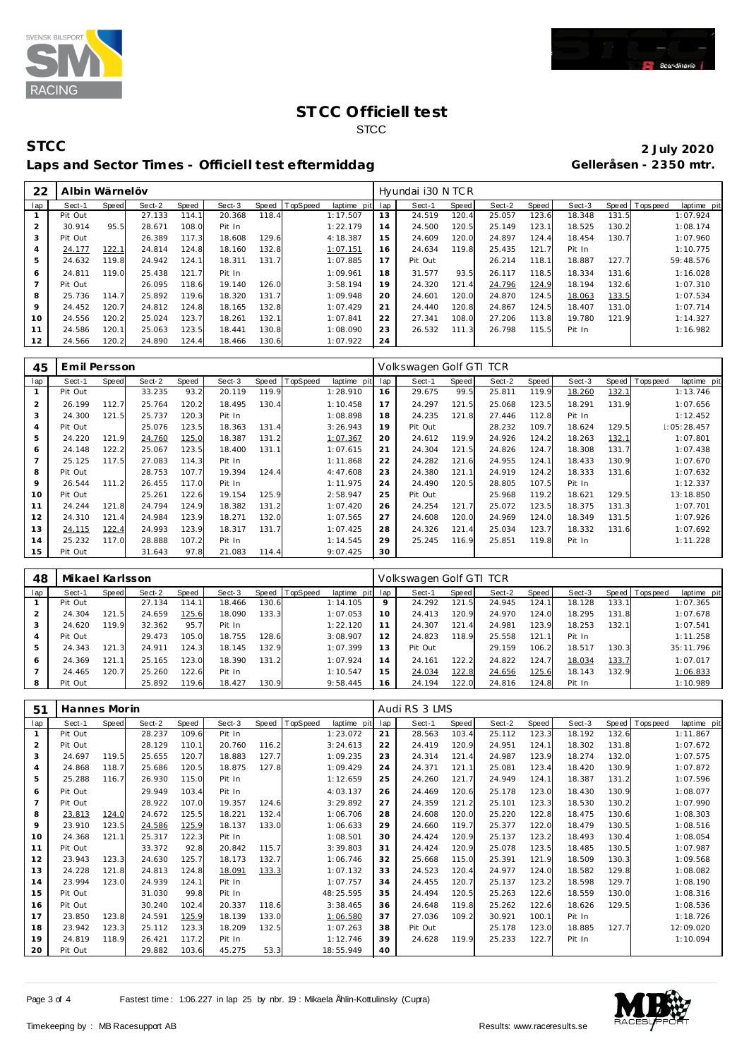# STCC Officiell test

STCC

## STCC

**2 July 2020**

**Laps and Sector Times - Officiell test eftermiddag**

**Gelleråsen - 2350 mtr.**

### 22 Albin Wärnelöv — Hyundai i30 N TCR

| lap | Sect-1 | Speed | Sect-2 | Speed | Sect-3 | Speed | TopSpeed | laptime pit | lap | Sect-1 | Speed | Sect-2 | Speed | Sect-3 | Speed | Topspeed | laptime pit |
|---|---|---|---|---|---|---|---|---|---|---|---|---|---|---|---|---|---|
| 1 | Pit Out | | 27.133 | 114.1 | 20.368 | 118.4 | | 1:17.507 | 13 | 24.519 | 120.4 | 25.057 | 123.6 | 18.348 | 131.5 | | 1:07.924 |
| 2 | 30.914 | 95.5 | 28.671 | 108.0 | Pit In | | | 1:22.179 | 14 | 24.500 | 120.5 | 25.149 | 123.1 | 18.525 | 130.2 | | 1:08.174 |
| 3 | Pit Out | | 26.389 | 117.3 | 18.608 | 129.6 | | 4:18.387 | 15 | 24.609 | 120.0 | 24.897 | 124.4 | 18.454 | 130.7 | | 1:07.960 |
| 4 | 24.177 | 122.1 | 24.814 | 124.8 | 18.160 | 132.8 | | 1:07.151 | 16 | 24.634 | 119.8 | 25.435 | 121.7 | Pit In | | | 1:10.775 |
| 5 | 24.632 | 119.8 | 24.942 | 124.1 | 18.311 | 131.7 | | 1:07.885 | 17 | Pit Out | | 26.214 | 118.1 | 18.887 | 127.7 | | 59:48.576 |
| 6 | 24.811 | 119.0 | 25.438 | 121.7 | Pit In | | | 1:09.961 | 18 | 31.577 | 93.5 | 26.117 | 118.5 | 18.334 | 131.6 | | 1:16.028 |
| 7 | Pit Out | | 26.095 | 118.6 | 19.140 | 126.0 | | 3:58.194 | 19 | 24.320 | 121.4 | 24.796 | 124.9 | 18.194 | 132.6 | | 1:07.310 |
| 8 | 25.736 | 114.7 | 25.892 | 119.6 | 18.320 | 131.7 | | 1:09.948 | 20 | 24.601 | 120.0 | 24.870 | 124.5 | 18.063 | 133.5 | | 1:07.534 |
| 9 | 24.452 | 120.7 | 24.812 | 124.8 | 18.165 | 132.8 | | 1:07.429 | 21 | 24.440 | 120.8 | 24.867 | 124.5 | 18.407 | 131.0 | | 1:07.714 |
| 10 | 24.556 | 120.2 | 25.024 | 123.7 | 18.261 | 132.1 | | 1:07.841 | 22 | 27.341 | 108.0 | 27.206 | 113.8 | 19.780 | 121.9 | | 1:14.327 |
| 11 | 24.586 | 120.1 | 25.063 | 123.5 | 18.441 | 130.8 | | 1:08.090 | 23 | 26.532 | 111.3 | 26.798 | 115.5 | Pit In | | | 1:16.982 |
| 12 | 24.566 | 120.2 | 24.890 | 124.4 | 18.466 | 130.6 | | 1:07.922 | 24 | | | | | | | | |

### 45 Emil Persson — Volkswagen Golf GTI TCR

| lap | Sect-1 | Speed | Sect-2 | Speed | Sect-3 | Speed | TopSpeed | laptime pit | lap | Sect-1 | Speed | Sect-2 | Speed | Sect-3 | Speed | Topspeed | laptime pit |
|---|---|---|---|---|---|---|---|---|---|---|---|---|---|---|---|---|---|
| 1 | Pit Out | | 33.235 | 93.2 | 20.119 | 119.9 | | 1:28.910 | 16 | 29.675 | 99.5 | 25.811 | 119.9 | 18.260 | 132.1 | | 1:13.746 |
| 2 | 26.199 | 112.7 | 25.764 | 120.2 | 18.495 | 130.4 | | 1:10.458 | 17 | 24.297 | 121.5 | 25.068 | 123.5 | 18.291 | 131.9 | | 1:07.656 |
| 3 | 24.300 | 121.5 | 25.737 | 120.3 | Pit In | | | 1:08.898 | 18 | 24.235 | 121.8 | 27.446 | 112.8 | Pit In | | | 1:12.452 |
| 4 | Pit Out | | 25.076 | 123.5 | 18.363 | 131.4 | | 3:26.943 | 19 | Pit Out | | 28.232 | 109.7 | 18.624 | 129.5 | | 1:05:28.457 |
| 5 | 24.220 | 121.9 | 24.760 | 125.0 | 18.387 | 131.2 | | 1:07.367 | 20 | 24.612 | 119.9 | 24.926 | 124.2 | 18.263 | 132.1 | | 1:07.801 |
| 6 | 24.148 | 122.2 | 25.067 | 123.5 | 18.400 | 131.1 | | 1:07.615 | 21 | 24.304 | 121.5 | 24.826 | 124.7 | 18.308 | 131.7 | | 1:07.438 |
| 7 | 25.125 | 117.5 | 27.083 | 114.3 | Pit In | | | 1:11.868 | 22 | 24.282 | 121.6 | 24.955 | 124.1 | 18.433 | 130.9 | | 1:07.670 |
| 8 | Pit Out | | 28.753 | 107.7 | 19.394 | 124.4 | | 4:47.608 | 23 | 24.380 | 121.1 | 24.919 | 124.2 | 18.333 | 131.6 | | 1:07.632 |
| 9 | 26.544 | 111.2 | 26.455 | 117.0 | Pit In | | | 1:11.975 | 24 | 24.490 | 120.5 | 28.805 | 107.5 | Pit In | | | 1:12.337 |
| 10 | Pit Out | | 25.261 | 122.6 | 19.154 | 125.9 | | 2:58.947 | 25 | Pit Out | | 25.968 | 119.2 | 18.621 | 129.5 | | 13:18.850 |
| 11 | 24.244 | 121.8 | 24.794 | 124.9 | 18.382 | 131.2 | | 1:07.420 | 26 | 24.254 | 121.7 | 25.072 | 123.5 | 18.375 | 131.3 | | 1:07.701 |
| 12 | 24.310 | 121.4 | 24.984 | 123.9 | 18.271 | 132.0 | | 1:07.565 | 27 | 24.608 | 120.0 | 24.969 | 124.0 | 18.349 | 131.5 | | 1:07.926 |
| 13 | 24.115 | 122.4 | 24.993 | 123.9 | 18.317 | 131.7 | | 1:07.425 | 28 | 24.326 | 121.4 | 25.034 | 123.7 | 18.332 | 131.6 | | 1:07.692 |
| 14 | 25.232 | 117.0 | 28.888 | 107.2 | Pit In | | | 1:14.545 | 29 | 25.245 | 116.9 | 25.851 | 119.8 | Pit In | | | 1:11.228 |
| 15 | Pit Out | | 31.643 | 97.8 | 21.083 | 114.4 | | 9:07.425 | 30 | | | | | | | | |

### 48 Mikael Karlsson — Volkswagen Golf GTI TCR

| lap | Sect-1 | Speed | Sect-2 | Speed | Sect-3 | Speed | TopSpeed | laptime pit | lap | Sect-1 | Speed | Sect-2 | Speed | Sect-3 | Speed | Topspeed | laptime pit |
|---|---|---|---|---|---|---|---|---|---|---|---|---|---|---|---|---|---|
| 1 | Pit Out | | 27.134 | 114.1 | 18.466 | 130.6 | | 1:14.105 | 9 | 24.292 | 121.5 | 24.945 | 124.1 | 18.128 | 133.1 | | 1:07.365 |
| 2 | 24.304 | 121.5 | 24.659 | 125.6 | 18.090 | 133.3 | | 1:07.053 | 10 | 24.413 | 120.9 | 24.970 | 124.0 | 18.295 | 131.8 | | 1:07.678 |
| 3 | 24.620 | 119.9 | 32.362 | 95.7 | Pit In | | | 1:22.120 | 11 | 24.307 | 121.4 | 24.981 | 123.9 | 18.253 | 132.1 | | 1:07.541 |
| 4 | Pit Out | | 29.473 | 105.0 | 18.755 | 128.6 | | 3:08.907 | 12 | 24.823 | 118.9 | 25.558 | 121.1 | Pit In | | | 1:11.258 |
| 5 | 24.343 | 121.3 | 24.911 | 124.3 | 18.145 | 132.9 | | 1:07.399 | 13 | Pit Out | | 29.159 | 106.2 | 18.517 | 130.3 | | 35:11.796 |
| 6 | 24.369 | 121.1 | 25.165 | 123.0 | 18.390 | 131.2 | | 1:07.924 | 14 | 24.161 | 122.2 | 24.822 | 124.7 | 18.034 | 133.7 | | 1:07.017 |
| 7 | 24.465 | 120.7 | 25.260 | 122.6 | Pit In | | | 1:10.547 | 15 | 24.034 | 122.8 | 24.656 | 125.6 | 18.143 | 132.9 | | 1:06.833 |
| 8 | Pit Out | | 25.892 | 119.6 | 18.427 | 130.9 | | 9:58.445 | 16 | 24.194 | 122.0 | 24.816 | 124.8 | Pit In | | | 1:10.989 |

### 51 Hannes Morin — Audi RS 3 LMS

| lap | Sect-1 | Speed | Sect-2 | Speed | Sect-3 | Speed | TopSpeed | laptime pit | lap | Sect-1 | Speed | Sect-2 | Speed | Sect-3 | Speed | Topspeed | laptime pit |
|---|---|---|---|---|---|---|---|---|---|---|---|---|---|---|---|---|---|
| 1 | Pit Out | | 28.237 | 109.6 | Pit In | | | 1:23.072 | 21 | 28.563 | 103.4 | 25.112 | 123.3 | 18.192 | 132.6 | | 1:11.867 |
| 2 | Pit Out | | 28.129 | 110.1 | 20.760 | 116.2 | | 3:24.613 | 22 | 24.419 | 120.9 | 24.951 | 124.1 | 18.302 | 131.8 | | 1:07.672 |
| 3 | 24.697 | 119.5 | 25.655 | 120.7 | 18.883 | 127.7 | | 1:09.235 | 23 | 24.314 | 121.4 | 24.987 | 123.9 | 18.274 | 132.0 | | 1:07.575 |
| 4 | 24.868 | 118.7 | 25.686 | 120.5 | 18.875 | 127.8 | | 1:09.429 | 24 | 24.371 | 121.1 | 25.081 | 123.4 | 18.420 | 130.9 | | 1:07.872 |
| 5 | 25.288 | 116.7 | 26.930 | 115.0 | Pit In | | | 1:12.659 | 25 | 24.260 | 121.7 | 24.949 | 124.1 | 18.387 | 131.2 | | 1:07.596 |
| 6 | Pit Out | | 29.949 | 103.4 | Pit In | | | 4:03.137 | 26 | 24.469 | 120.6 | 25.178 | 123.0 | 18.430 | 130.9 | | 1:08.077 |
| 7 | Pit Out | | 28.922 | 107.0 | 19.357 | 124.6 | | 3:29.892 | 27 | 24.359 | 121.2 | 25.101 | 123.3 | 18.530 | 130.2 | | 1:07.990 |
| 8 | 23.813 | 124.0 | 24.672 | 125.5 | 18.221 | 132.4 | | 1:06.706 | 28 | 24.608 | 120.0 | 25.220 | 122.8 | 18.475 | 130.6 | | 1:08.303 |
| 9 | 23.910 | 123.5 | 24.586 | 125.9 | 18.137 | 133.0 | | 1:06.633 | 29 | 24.660 | 119.7 | 25.377 | 122.0 | 18.479 | 130.5 | | 1:08.516 |
| 10 | 24.368 | 121.1 | 25.317 | 122.3 | Pit In | | | 1:08.501 | 30 | 24.424 | 120.9 | 25.137 | 123.2 | 18.493 | 130.4 | | 1:08.054 |
| 11 | Pit Out | | 33.372 | 92.8 | 20.842 | 115.7 | | 3:39.803 | 31 | 24.424 | 120.9 | 25.078 | 123.5 | 18.485 | 130.5 | | 1:07.987 |
| 12 | 23.943 | 123.3 | 24.630 | 125.7 | 18.173 | 132.7 | | 1:06.746 | 32 | 25.668 | 115.0 | 25.391 | 121.9 | 18.509 | 130.3 | | 1:09.568 |
| 13 | 24.228 | 121.8 | 24.813 | 124.8 | 18.091 | 133.3 | | 1:07.132 | 33 | 24.523 | 120.4 | 24.977 | 124.0 | 18.582 | 129.8 | | 1:08.082 |
| 14 | 23.994 | 123.0 | 24.939 | 124.1 | Pit In | | | 1:07.757 | 34 | 24.455 | 120.7 | 25.137 | 123.2 | 18.598 | 129.7 | | 1:08.190 |
| 15 | Pit Out | | 31.030 | 99.8 | Pit In | | | 48:25.595 | 35 | 24.494 | 120.5 | 25.263 | 122.6 | 18.559 | 130.0 | | 1:08.316 |
| 16 | Pit Out | | 30.240 | 102.4 | 20.337 | 118.6 | | 3:38.465 | 36 | 24.648 | 119.8 | 25.262 | 122.6 | 18.626 | 129.5 | | 1:08.536 |
| 17 | 23.850 | 123.8 | 24.591 | 125.9 | 18.139 | 133.0 | | 1:06.580 | 37 | 27.036 | 109.2 | 30.921 | 100.1 | Pit In | | | 1:18.726 |
| 18 | 23.942 | 123.3 | 25.112 | 123.3 | 18.209 | 132.5 | | 1:07.263 | 38 | Pit Out | | 25.178 | 123.0 | 18.885 | 127.7 | | 12:09.020 |
| 19 | 24.819 | 118.9 | 26.421 | 117.2 | Pit In | | | 1:12.746 | 39 | 24.628 | 119.9 | 25.233 | 122.7 | Pit In | | | 1:10.094 |
| 20 | Pit Out | | 29.882 | 103.6 | 45.275 | 53.3 | | 18:55.949 | 40 | | | | | | | | |

Fastest time : 1:06.227 in lap 25 by nbr. 19 : Mikaela Åhlin-Kottulinsky (Cupra)

Timekeeping by : MB Racesupport AB

Results: www.raceresults.se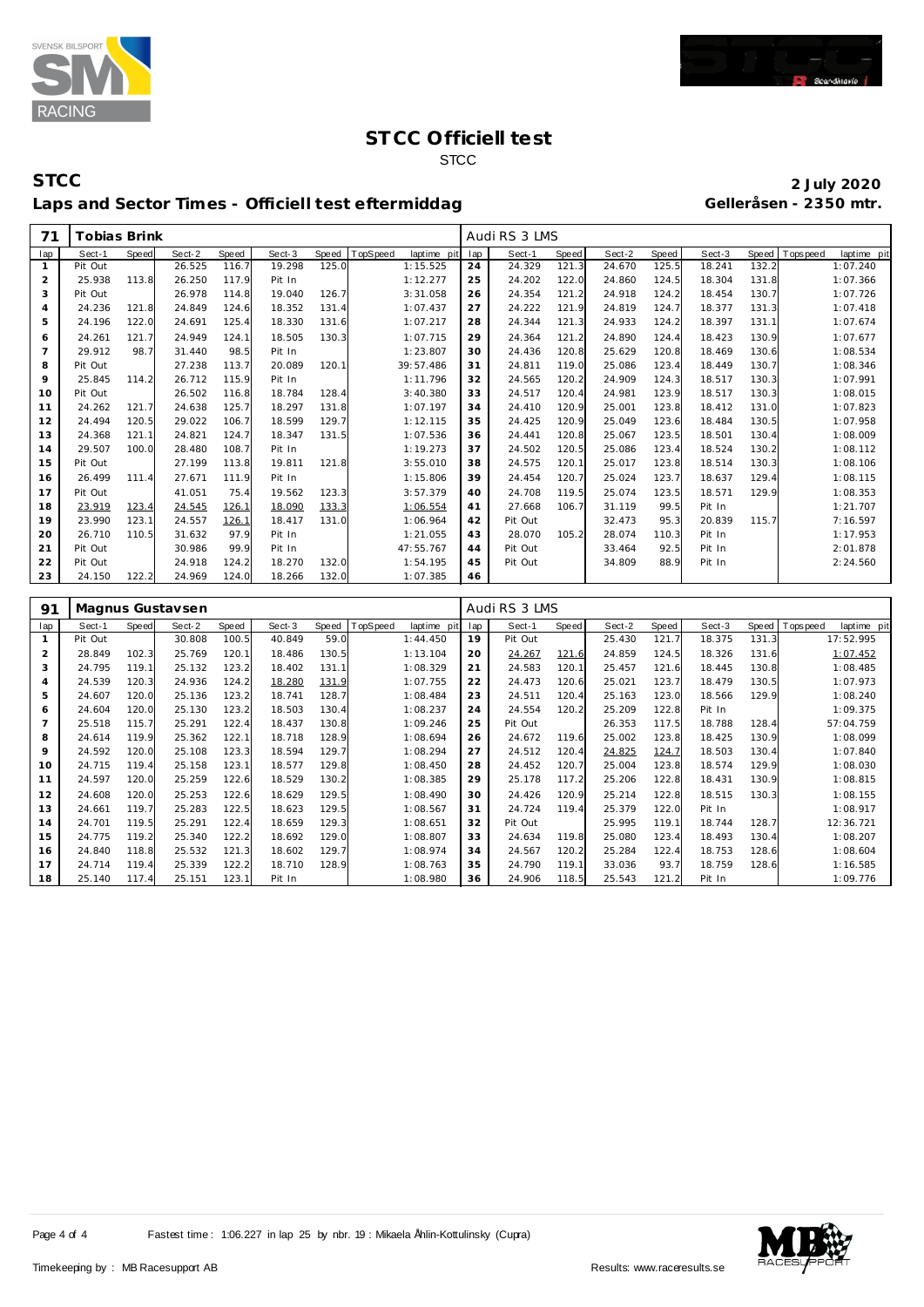# STCC Officiell test

STCC

## STCC

**2 July 2020**

### Laps and Sector Times - Officiell test eftermiddag

**Gelleråsen - 2350 mtr.**

| 71 | Tobias Brink | | | | | | | | Audi RS 3 LMS | | | | | | | | |
|---|---|---|---|---|---|---|---|---|---|---|---|---|---|---|---|---|---|
| lap | Sect-1 | Speed | Sect-2 | Speed | Sect-3 | Speed | TopSpeed | laptime pit | lap | Sect-1 | Speed | Sect-2 | Speed | Sect-3 | Speed | Topspeed | laptime pit |
| 1 | Pit Out | | 26.525 | 116.7 | 19.298 | 125.0 | | 1:15.525 | 24 | 24.329 | 121.3 | 24.670 | 125.5 | 18.241 | 132.2 | | 1:07.240 |
| 2 | 25.938 | 113.8 | 26.250 | 117.9 | Pit In | | | 1:12.277 | 25 | 24.202 | 122.0 | 24.860 | 124.5 | 18.304 | 131.8 | | 1:07.366 |
| 3 | Pit Out | | 26.978 | 114.8 | 19.040 | 126.7 | | 3:31.058 | 26 | 24.354 | 121.2 | 24.918 | 124.2 | 18.454 | 130.7 | | 1:07.726 |
| 4 | 24.236 | 121.8 | 24.849 | 124.6 | 18.352 | 131.4 | | 1:07.437 | 27 | 24.222 | 121.9 | 24.819 | 124.7 | 18.377 | 131.3 | | 1:07.418 |
| 5 | 24.196 | 122.0 | 24.691 | 125.4 | 18.330 | 131.6 | | 1:07.217 | 28 | 24.344 | 121.3 | 24.933 | 124.2 | 18.397 | 131.1 | | 1:07.674 |
| 6 | 24.261 | 121.7 | 24.949 | 124.1 | 18.505 | 130.3 | | 1:07.715 | 29 | 24.364 | 121.2 | 24.890 | 124.4 | 18.423 | 130.9 | | 1:07.677 |
| 7 | 29.912 | 98.7 | 31.440 | 98.5 | Pit In | | | 1:23.807 | 30 | 24.436 | 120.8 | 25.629 | 120.8 | 18.469 | 130.6 | | 1:08.534 |
| 8 | Pit Out | | 27.238 | 113.7 | 20.089 | 120.1 | | 39:57.486 | 31 | 24.811 | 119.0 | 25.086 | 123.4 | 18.449 | 130.7 | | 1:08.346 |
| 9 | 25.845 | 114.2 | 26.712 | 115.9 | Pit In | | | 1:11.796 | 32 | 24.565 | 120.2 | 24.909 | 124.3 | 18.517 | 130.3 | | 1:07.991 |
| 10 | Pit Out | | 26.502 | 116.8 | 18.784 | 128.4 | | 3:40.380 | 33 | 24.517 | 120.4 | 24.981 | 123.9 | 18.517 | 130.3 | | 1:08.015 |
| 11 | 24.262 | 121.7 | 24.638 | 125.7 | 18.297 | 131.8 | | 1:07.197 | 34 | 24.410 | 120.9 | 25.001 | 123.8 | 18.412 | 131.0 | | 1:07.823 |
| 12 | 24.494 | 120.5 | 29.022 | 106.7 | 18.599 | 129.7 | | 1:12.115 | 35 | 24.425 | 120.9 | 25.049 | 123.6 | 18.484 | 130.5 | | 1:07.958 |
| 13 | 24.368 | 121.1 | 24.821 | 124.7 | 18.347 | 131.5 | | 1:07.536 | 36 | 24.441 | 120.8 | 25.067 | 123.5 | 18.501 | 130.4 | | 1:08.009 |
| 14 | 29.507 | 100.0 | 28.480 | 108.7 | Pit In | | | 1:19.273 | 37 | 24.502 | 120.5 | 25.086 | 123.4 | 18.524 | 130.2 | | 1:08.112 |
| 15 | Pit Out | | 27.199 | 113.8 | 19.811 | 121.8 | | 3:55.010 | 38 | 24.575 | 120.1 | 25.017 | 123.8 | 18.514 | 130.3 | | 1:08.106 |
| 16 | 26.499 | 111.4 | 27.671 | 111.9 | Pit In | | | 1:15.806 | 39 | 24.454 | 120.7 | 25.024 | 123.7 | 18.637 | 129.4 | | 1:08.115 |
| 17 | Pit Out | | 41.051 | 75.4 | 19.562 | 123.3 | | 3:57.379 | 40 | 24.708 | 119.5 | 25.074 | 123.5 | 18.571 | 129.9 | | 1:08.353 |
| 18 | 23.919 | 123.4 | 24.545 | 126.1 | 18.090 | 133.3 | | 1:06.554 | 41 | 27.668 | 106.7 | 31.119 | 99.5 | Pit In | | | 1:21.707 |
| 19 | 23.990 | 123.1 | 24.557 | 126.1 | 18.417 | 131.0 | | 1:06.964 | 42 | Pit Out | | 32.473 | 95.3 | 20.839 | 115.7 | | 7:16.597 |
| 20 | 26.710 | 110.5 | 31.632 | 97.9 | Pit In | | | 1:21.055 | 43 | 28.070 | 105.2 | 28.074 | 110.3 | Pit In | | | 1:17.953 |
| 21 | Pit Out | | 30.986 | 99.9 | Pit In | | | 47:55.767 | 44 | Pit Out | | 33.464 | 92.5 | Pit In | | | 2:01.878 |
| 22 | Pit Out | | 24.918 | 124.2 | 18.270 | 132.0 | | 1:54.195 | 45 | Pit Out | | 34.809 | 88.9 | Pit In | | | 2:24.560 |
| 23 | 24.150 | 122.2 | 24.969 | 124.0 | 18.266 | 132.0 | | 1:07.385 | 46 | | | | | | | | |

| 91 | Magnus Gustavsen | | | | | | | | Audi RS 3 LMS | | | | | | | | |
|---|---|---|---|---|---|---|---|---|---|---|---|---|---|---|---|---|---|
| lap | Sect-1 | Speed | Sect-2 | Speed | Sect-3 | Speed | TopSpeed | laptime pit | lap | Sect-1 | Speed | Sect-2 | Speed | Sect-3 | Speed | Topspeed | laptime pit |
| 1 | Pit Out | | 30.808 | 100.5 | 40.849 | 59.0 | | 1:44.450 | 19 | Pit Out | | 25.430 | 121.7 | 18.375 | 131.3 | | 17:52.995 |
| 2 | 28.849 | 102.3 | 25.769 | 120.1 | 18.486 | 130.5 | | 1:13.104 | 20 | 24.267 | 121.6 | 24.859 | 124.5 | 18.326 | 131.6 | | 1:07.452 |
| 3 | 24.795 | 119.1 | 25.132 | 123.2 | 18.402 | 131.1 | | 1:08.329 | 21 | 24.583 | 120.1 | 25.457 | 121.6 | 18.445 | 130.8 | | 1:08.485 |
| 4 | 24.539 | 120.3 | 24.936 | 124.2 | 18.280 | 131.9 | | 1:07.755 | 22 | 24.473 | 120.6 | 25.021 | 123.7 | 18.479 | 130.5 | | 1:07.973 |
| 5 | 24.607 | 120.0 | 25.136 | 123.2 | 18.741 | 128.7 | | 1:08.484 | 23 | 24.511 | 120.4 | 25.163 | 123.0 | 18.566 | 129.9 | | 1:08.240 |
| 6 | 24.604 | 120.0 | 25.130 | 123.2 | 18.503 | 130.4 | | 1:08.237 | 24 | 24.554 | 120.2 | 25.209 | 122.8 | Pit In | | | 1:09.375 |
| 7 | 25.518 | 115.7 | 25.291 | 122.4 | 18.437 | 130.8 | | 1:09.246 | 25 | Pit Out | | 26.353 | 117.5 | 18.788 | 128.4 | | 57:04.759 |
| 8 | 24.614 | 119.9 | 25.362 | 122.1 | 18.718 | 128.9 | | 1:08.694 | 26 | 24.672 | 119.6 | 25.002 | 123.8 | 18.425 | 130.9 | | 1:08.099 |
| 9 | 24.592 | 120.0 | 25.108 | 123.3 | 18.594 | 129.7 | | 1:08.294 | 27 | 24.512 | 120.4 | 24.825 | 124.7 | 18.503 | 130.4 | | 1:07.840 |
| 10 | 24.715 | 119.4 | 25.158 | 123.1 | 18.577 | 129.8 | | 1:08.450 | 28 | 24.452 | 120.7 | 25.004 | 123.8 | 18.574 | 129.9 | | 1:08.030 |
| 11 | 24.597 | 120.0 | 25.259 | 122.6 | 18.529 | 130.2 | | 1:08.385 | 29 | 25.178 | 117.2 | 25.206 | 122.8 | 18.431 | 130.9 | | 1:08.815 |
| 12 | 24.608 | 120.0 | 25.253 | 122.6 | 18.629 | 129.5 | | 1:08.490 | 30 | 24.426 | 120.9 | 25.214 | 122.8 | 18.515 | 130.3 | | 1:08.155 |
| 13 | 24.661 | 119.7 | 25.283 | 122.5 | 18.623 | 129.5 | | 1:08.567 | 31 | 24.724 | 119.4 | 25.379 | 122.0 | Pit In | | | 1:08.917 |
| 14 | 24.701 | 119.5 | 25.291 | 122.4 | 18.659 | 129.3 | | 1:08.651 | 32 | Pit Out | | 25.995 | 119.1 | 18.744 | 128.7 | | 12:36.721 |
| 15 | 24.775 | 119.2 | 25.340 | 122.2 | 18.692 | 129.0 | | 1:08.807 | 33 | 24.634 | 119.8 | 25.080 | 123.4 | 18.493 | 130.4 | | 1:08.207 |
| 16 | 24.840 | 118.8 | 25.532 | 121.3 | 18.602 | 129.7 | | 1:08.974 | 34 | 24.567 | 120.2 | 25.284 | 122.4 | 18.753 | 128.6 | | 1:08.604 |
| 17 | 24.714 | 119.4 | 25.339 | 122.2 | 18.710 | 128.9 | | 1:08.763 | 35 | 24.790 | 119.1 | 33.036 | 93.7 | 18.759 | 128.6 | | 1:16.585 |
| 18 | 25.140 | 117.4 | 25.151 | 123.1 | Pit In | | | 1:08.980 | 36 | 24.906 | 118.5 | 25.543 | 121.2 | Pit In | | | 1:09.776 |

Fastest time : 1:06.227 in lap 25 by nbr. 19 : Mikaela Åhlin-Kottulinsky (Cupra)

Timekeeping by : MB Racesupport AB

Results: www.raceresults.se